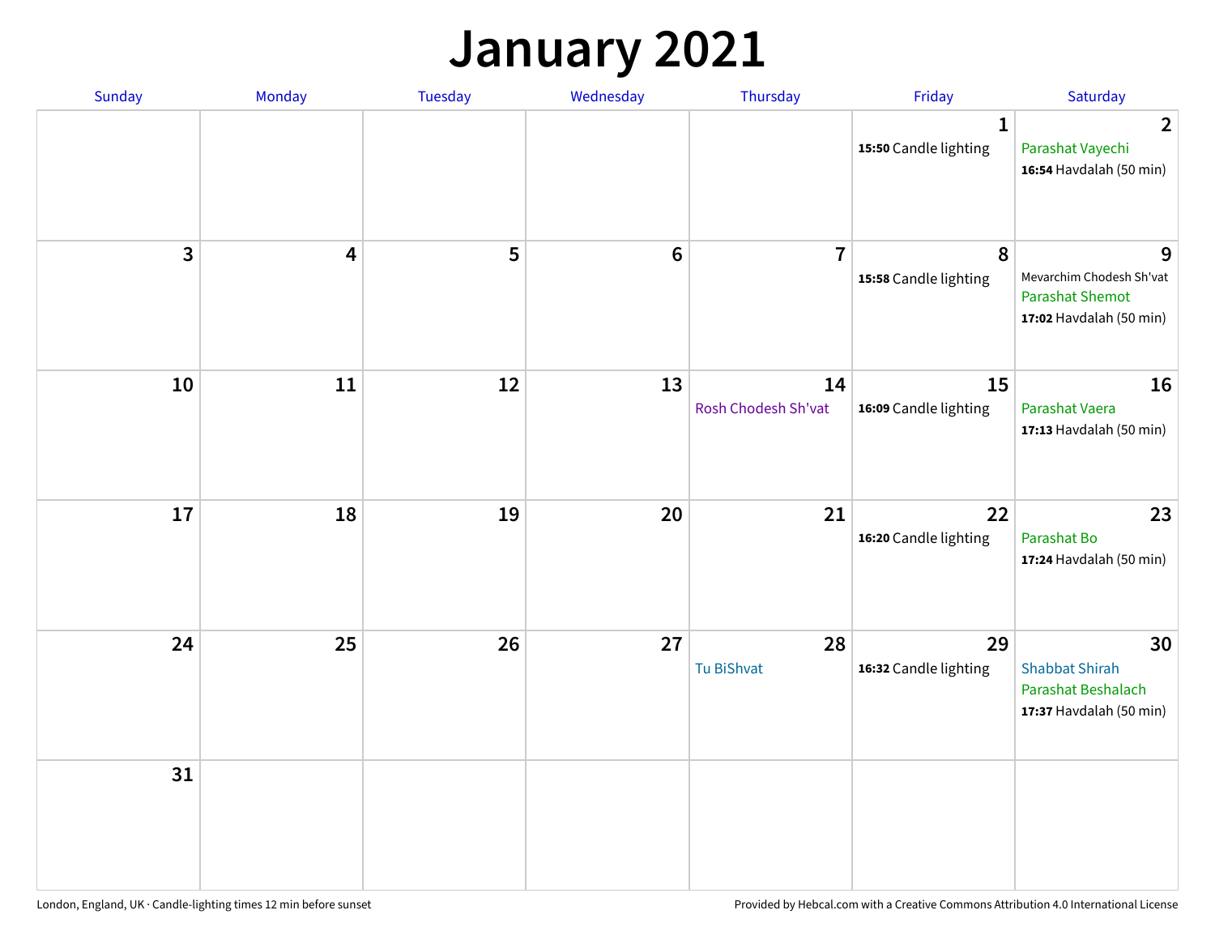# January 2021

| Sunday | Monday | Tuesday | Wednesday | Thursday | Friday | Saturday |
|---|---|---|---|---|---|---|
| | | | | | 1<br>**15:50** Candle lighting | 2<br>Parashat Vayechi<br>**16:54** Havdalah (50 min) |
| 3 | 4 | 5 | 6 | 7 | 8<br>**15:58** Candle lighting | 9<br>Mevarchim Chodesh Sh'vat<br>Parashat Shemot<br>**17:02** Havdalah (50 min) |
| 10 | 11 | 12 | 13 | 14<br>Rosh Chodesh Sh'vat | 15<br>**16:09** Candle lighting | 16<br>Parashat Vaera<br>**17:13** Havdalah (50 min) |
| 17 | 18 | 19 | 20 | 21 | 22<br>**16:20** Candle lighting | 23<br>Parashat Bo<br>**17:24** Havdalah (50 min) |
| 24 | 25 | 26 | 27 | 28<br>Tu BiShvat | 29<br>**16:32** Candle lighting | 30<br>Shabbat Shirah<br>Parashat Beshalach<br>**17:37** Havdalah (50 min) |
| 31 | | | | | | |

London, England, UK · Candle-lighting times 12 min before sunset

Provided by Hebcal.com with a Creative Commons Attribution 4.0 International License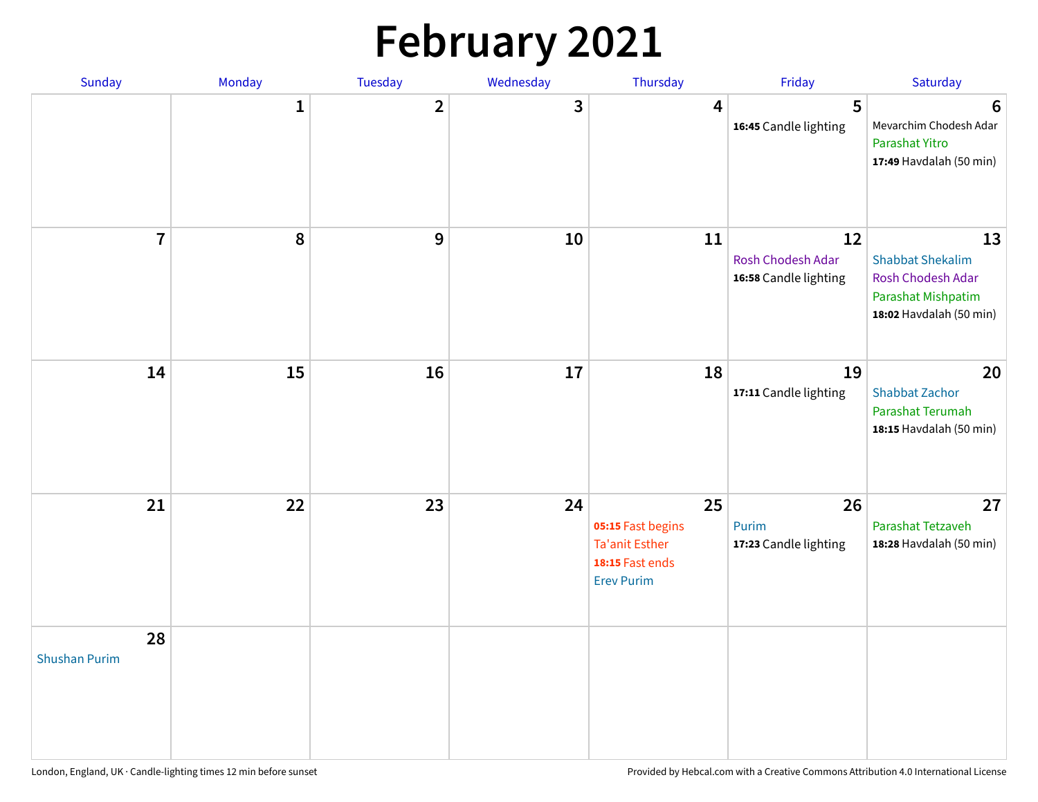# February 2021

| Sunday | Monday | Tuesday | Wednesday | Thursday | Friday | Saturday |
|---|---|---|---|---|---|---|
| | 1 | 2 | 3 | 4 | 5<br>**16:45** Candle lighting | 6<br>Mevarchim Chodesh Adar<br>Parashat Yitro<br>**17:49** Havdalah (50 min) |
| 7 | 8 | 9 | 10 | 11 | 12<br>Rosh Chodesh Adar<br>**16:58** Candle lighting | 13<br>Shabbat Shekalim<br>Rosh Chodesh Adar<br>Parashat Mishpatim<br>**18:02** Havdalah (50 min) |
| 14 | 15 | 16 | 17 | 18 | 19<br>**17:11** Candle lighting | 20<br>Shabbat Zachor<br>Parashat Terumah<br>**18:15** Havdalah (50 min) |
| 21 | 22 | 23 | 24 | 25<br>**05:15** Fast begins<br>Ta'anit Esther<br>**18:15** Fast ends<br>Erev Purim | 26<br>Purim<br>**17:23** Candle lighting | 27<br>Parashat Tetzaveh<br>**18:28** Havdalah (50 min) |
| 28<br>Shushan Purim | | | | | | |

London, England, UK · Candle-lighting times 12 min before sunset

Provided by Hebcal.com with a Creative Commons Attribution 4.0 International License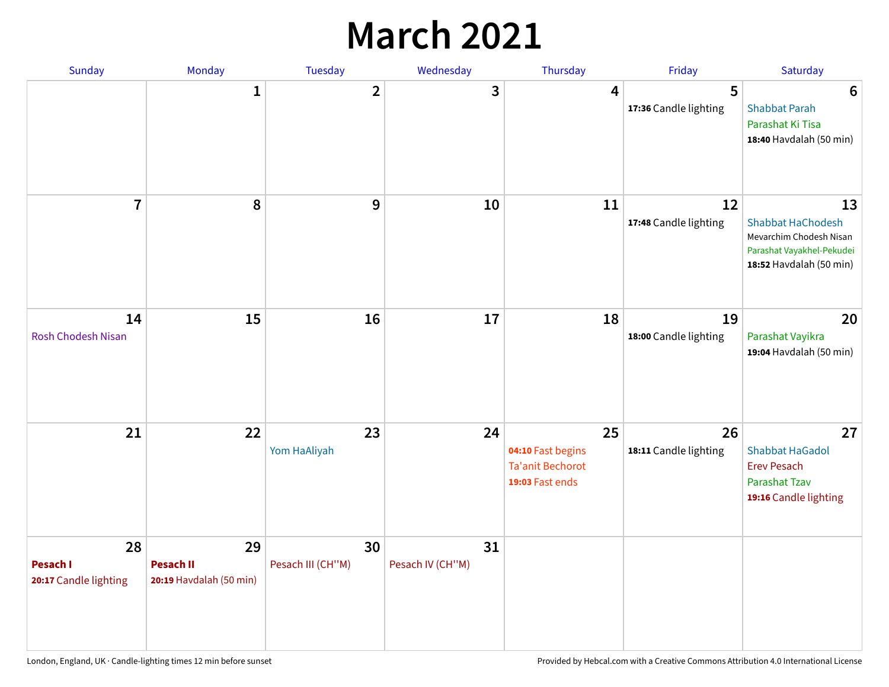# March 2021

| Sunday | Monday | Tuesday | Wednesday | Thursday | Friday | Saturday |
|---|---|---|---|---|---|---|
| | 1 | 2 | 3 | 4 | 5<br>**17:36** Candle lighting | 6<br>Shabbat Parah<br>Parashat Ki Tisa<br>**18:40** Havdalah (50 min) |
| 7 | 8 | 9 | 10 | 11 | 12<br>**17:48** Candle lighting | 13<br>Shabbat HaChodesh<br>Mevarchim Chodesh Nisan<br>Parashat Vayakhel-Pekudei<br>**18:52** Havdalah (50 min) |
| 14<br>Rosh Chodesh Nisan | 15 | 16 | 17 | 18 | 19<br>**18:00** Candle lighting | 20<br>Parashat Vayikra<br>**19:04** Havdalah (50 min) |
| 21 | 22 | 23<br>Yom HaAliyah | 24 | 25<br>**04:10** Fast begins<br>Ta'anit Bechorot<br>**19:03** Fast ends | 26<br>**18:11** Candle lighting | 27<br>Shabbat HaGadol<br>Erev Pesach<br>Parashat Tzav<br>**19:16** Candle lighting |
| 28<br>**Pesach I**<br>**20:17** Candle lighting | 29<br>**Pesach II**<br>**20:19** Havdalah (50 min) | 30<br>Pesach III (CH''M) | 31<br>Pesach IV (CH''M) | | | |

London, England, UK · Candle-lighting times 12 min before sunset

Provided by Hebcal.com with a Creative Commons Attribution 4.0 International License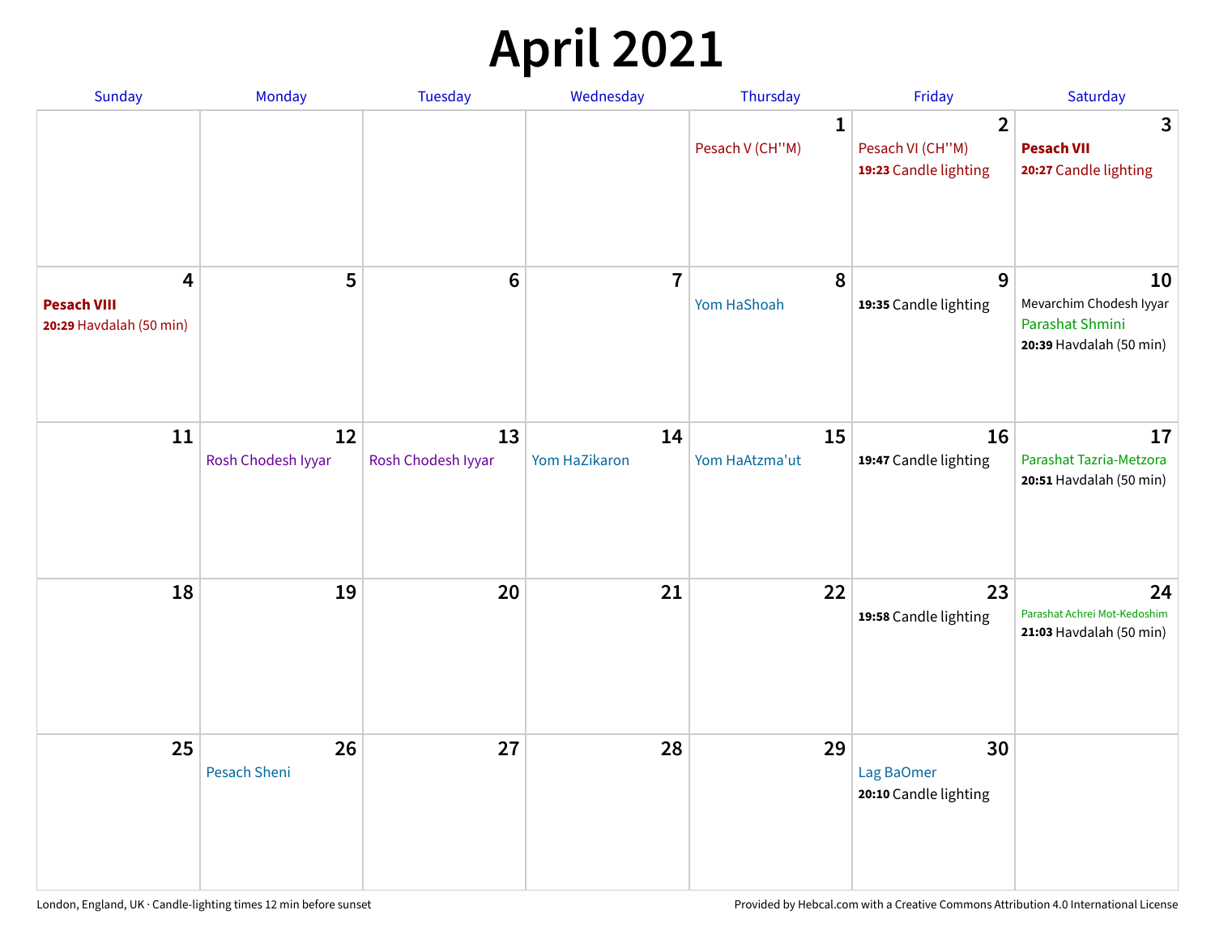# April 2021

| Sunday | Monday | Tuesday | Wednesday | Thursday | Friday | Saturday |
|---|---|---|---|---|---|---|
| | | | | **1** Pesach V (CH''M) | **2** Pesach VI (CH''M) **19:23** Candle lighting | **3** **Pesach VII** **20:27** Candle lighting |
| **4** **Pesach VIII** **20:29** Havdalah (50 min) | **5** | **6** | **7** | **8** Yom HaShoah | **9** **19:35** Candle lighting | **10** Mevarchim Chodesh Iyyar Parashat Shmini **20:39** Havdalah (50 min) |
| **11** | **12** Rosh Chodesh Iyyar | **13** Rosh Chodesh Iyyar | **14** Yom HaZikaron | **15** Yom HaAtzma'ut | **16** **19:47** Candle lighting | **17** Parashat Tazria-Metzora **20:51** Havdalah (50 min) |
| **18** | **19** | **20** | **21** | **22** | **23** **19:58** Candle lighting | **24** Parashat Achrei Mot-Kedoshim **21:03** Havdalah (50 min) |
| **25** | **26** Pesach Sheni | **27** | **28** | **29** | **30** Lag BaOmer **20:10** Candle lighting | |

London, England, UK · Candle-lighting times 12 min before sunset

Provided by Hebcal.com with a Creative Commons Attribution 4.0 International License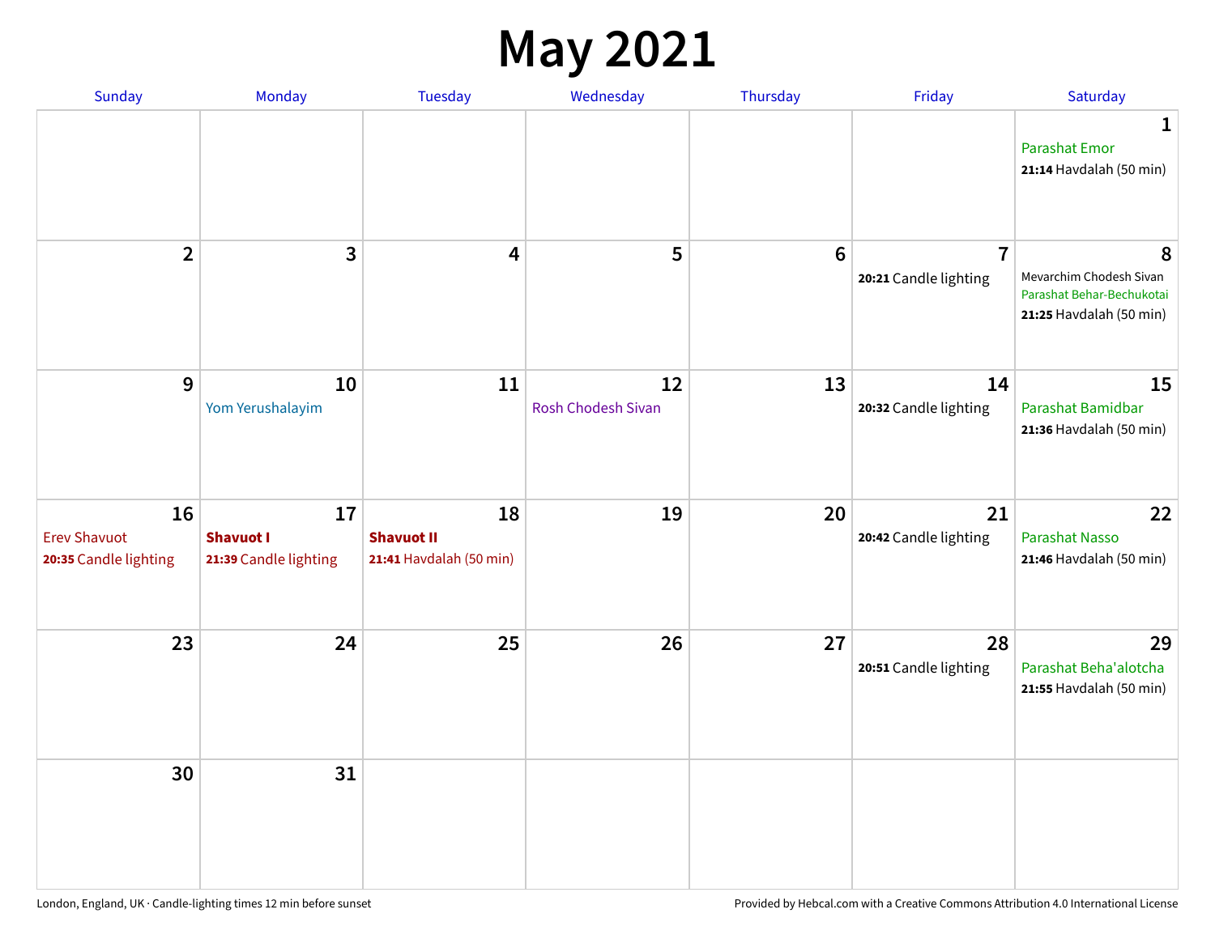# May 2021

| Sunday | Monday | Tuesday | Wednesday | Thursday | Friday | Saturday |
|---|---|---|---|---|---|---|
| | | | | | | **1**<br>Parashat Emor<br>**21:14** Havdalah (50 min) |
| **2** | **3** | **4** | **5** | **6** | **7**<br>**20:21** Candle lighting | **8**<br>Mevarchim Chodesh Sivan<br>Parashat Behar-Bechukotai<br>**21:25** Havdalah (50 min) |
| **9** | **10**<br>Yom Yerushalayim | **11** | **12**<br>Rosh Chodesh Sivan | **13** | **14**<br>**20:32** Candle lighting | **15**<br>Parashat Bamidbar<br>**21:36** Havdalah (50 min) |
| **16**<br>Erev Shavuot<br>**20:35** Candle lighting | **17**<br>**Shavuot I**<br>**21:39** Candle lighting | **18**<br>**Shavuot II**<br>**21:41** Havdalah (50 min) | **19** | **20** | **21**<br>**20:42** Candle lighting | **22**<br>Parashat Nasso<br>**21:46** Havdalah (50 min) |
| **23** | **24** | **25** | **26** | **27** | **28**<br>**20:51** Candle lighting | **29**<br>Parashat Beha'alotcha<br>**21:55** Havdalah (50 min) |
| **30** | **31** | | | | | |

London, England, UK · Candle-lighting times 12 min before sunset

Provided by Hebcal.com with a Creative Commons Attribution 4.0 International License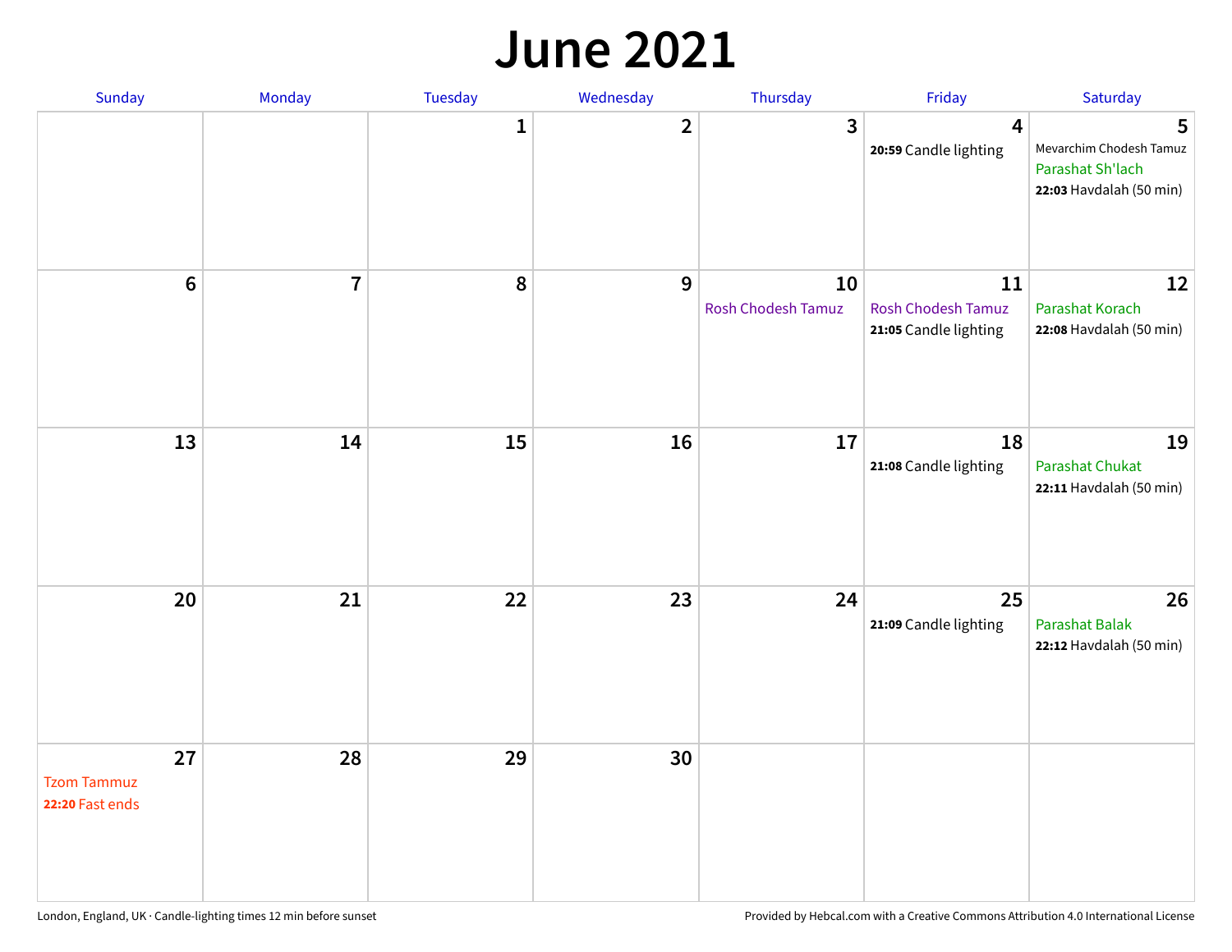# June 2021

| Sunday | Monday | Tuesday | Wednesday | Thursday | Friday | Saturday |
|---|---|---|---|---|---|---|
| | | 1 | 2 | 3 | 4<br>**20:59** Candle lighting | 5<br>Mevarchim Chodesh Tamuz<br>Parashat Sh'lach<br>**22:03** Havdalah (50 min) |
| 6 | 7 | 8 | 9 | 10<br>Rosh Chodesh Tamuz | 11<br>Rosh Chodesh Tamuz<br>**21:05** Candle lighting | 12<br>Parashat Korach<br>**22:08** Havdalah (50 min) |
| 13 | 14 | 15 | 16 | 17 | 18<br>**21:08** Candle lighting | 19<br>Parashat Chukat<br>**22:11** Havdalah (50 min) |
| 20 | 21 | 22 | 23 | 24 | 25<br>**21:09** Candle lighting | 26<br>Parashat Balak<br>**22:12** Havdalah (50 min) |
| 27<br>Tzom Tammuz<br>**22:20** Fast ends | 28 | 29 | 30 | | | |

London, England, UK · Candle-lighting times 12 min before sunset

Provided by Hebcal.com with a Creative Commons Attribution 4.0 International License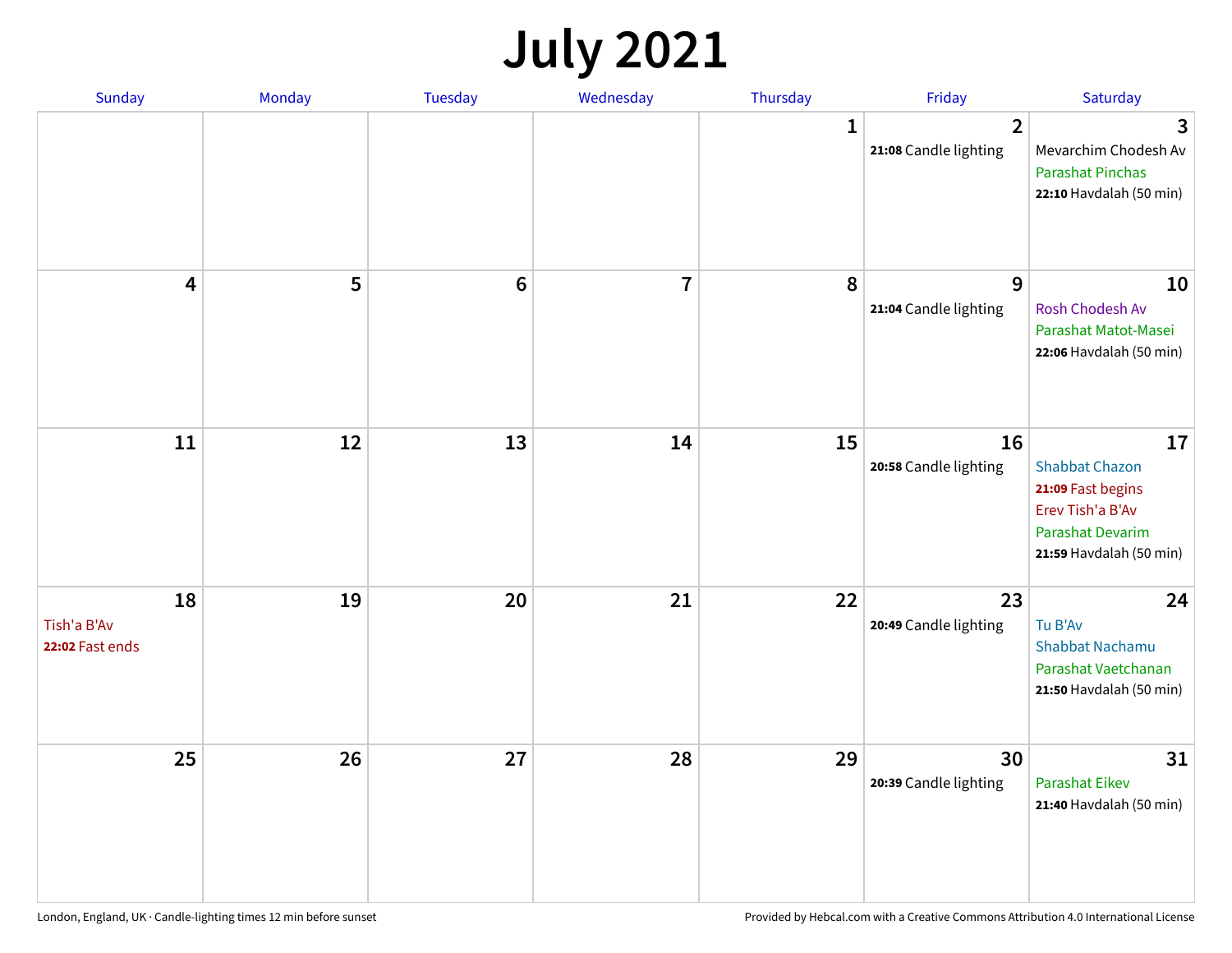# July 2021

| Sunday | Monday | Tuesday | Wednesday | Thursday | Friday | Saturday |
|---|---|---|---|---|---|---|
| | | | | 1 | 2<br>**21:08** Candle lighting | 3<br>Mevarchim Chodesh Av<br>Parashat Pinchas<br>**22:10** Havdalah (50 min) |
| 4 | 5 | 6 | 7 | 8 | 9<br>**21:04** Candle lighting | 10<br>Rosh Chodesh Av<br>Parashat Matot-Masei<br>**22:06** Havdalah (50 min) |
| 11 | 12 | 13 | 14 | 15 | 16<br>**20:58** Candle lighting | 17<br>Shabbat Chazon<br>**21:09** Fast begins<br>Erev Tish'a B'Av<br>Parashat Devarim<br>**21:59** Havdalah (50 min) |
| 18<br>Tish'a B'Av<br>**22:02** Fast ends | 19 | 20 | 21 | 22 | 23<br>**20:49** Candle lighting | 24<br>Tu B'Av<br>Shabbat Nachamu<br>Parashat Vaetchanan<br>**21:50** Havdalah (50 min) |
| 25 | 26 | 27 | 28 | 29 | 30<br>**20:39** Candle lighting | 31<br>Parashat Eikev<br>**21:40** Havdalah (50 min) |

London, England, UK · Candle-lighting times 12 min before sunset

Provided by Hebcal.com with a Creative Commons Attribution 4.0 International License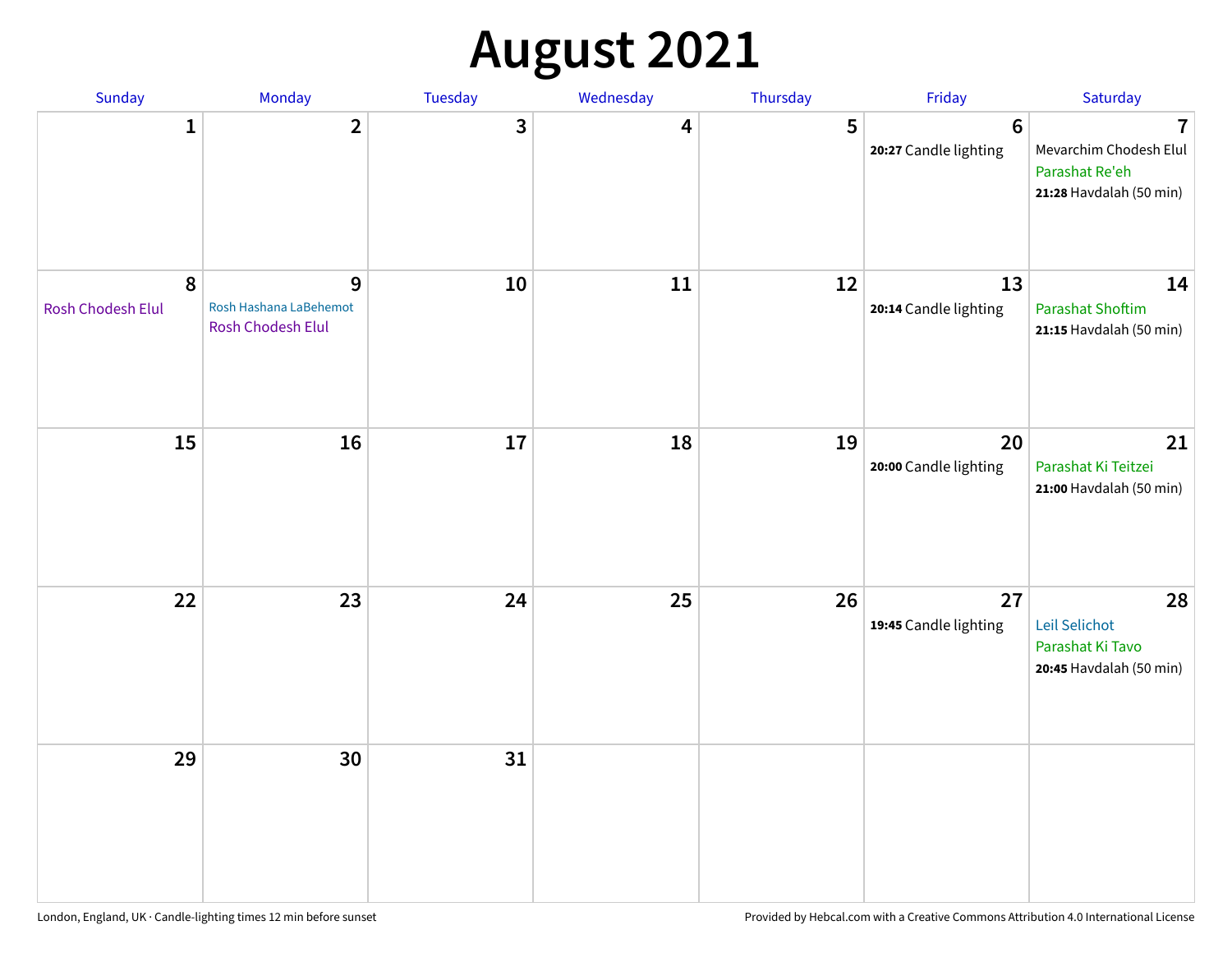# August 2021

| Sunday | Monday | Tuesday | Wednesday | Thursday | Friday | Saturday |
|---|---|---|---|---|---|---|
| 1 | 2 | 3 | 4 | 5 | 6<br>**20:27** Candle lighting | 7<br>Mevarchim Chodesh Elul<br>Parashat Re'eh<br>**21:28** Havdalah (50 min) |
| 8<br>Rosh Chodesh Elul | 9<br>Rosh Hashana LaBehemot<br>Rosh Chodesh Elul | 10 | 11 | 12 | 13<br>**20:14** Candle lighting | 14<br>Parashat Shoftim<br>**21:15** Havdalah (50 min) |
| 15 | 16 | 17 | 18 | 19 | 20<br>**20:00** Candle lighting | 21<br>Parashat Ki Teitzei<br>**21:00** Havdalah (50 min) |
| 22 | 23 | 24 | 25 | 26 | 27<br>**19:45** Candle lighting | 28<br>Leil Selichot<br>Parashat Ki Tavo<br>**20:45** Havdalah (50 min) |
| 29 | 30 | 31 | | | | |

London, England, UK · Candle-lighting times 12 min before sunset

Provided by Hebcal.com with a Creative Commons Attribution 4.0 International License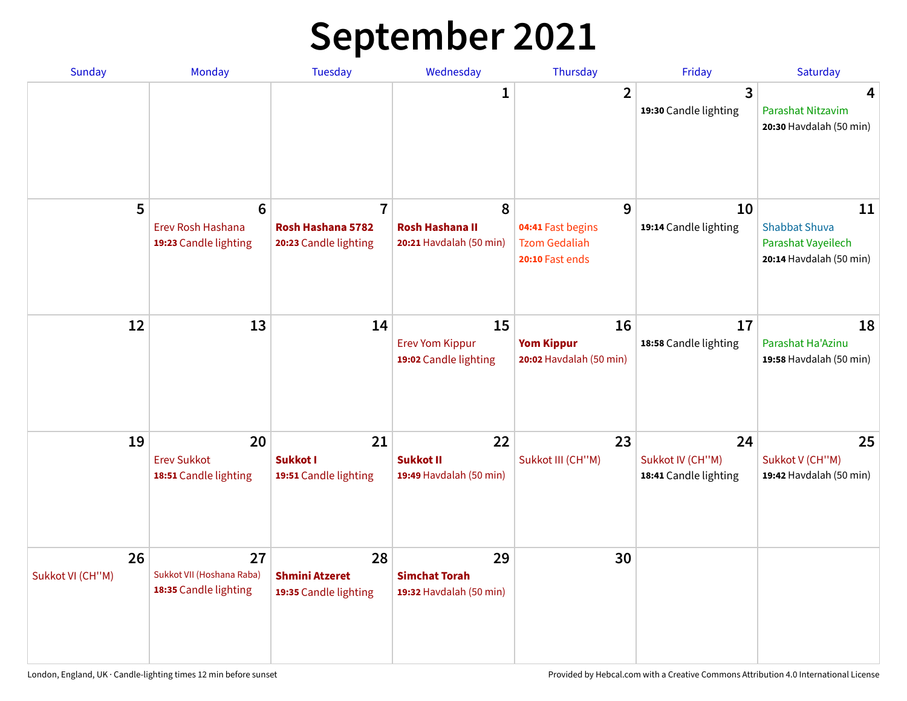# September 2021

| Sunday | Monday | Tuesday | Wednesday | Thursday | Friday | Saturday |
|---|---|---|---|---|---|---|
| | | | 1 | 2 | 3<br>**19:30** Candle lighting | 4<br>Parashat Nitzavim<br>**20:30** Havdalah (50 min) |
| 5 | 6<br>Erev Rosh Hashana<br>**19:23** Candle lighting | 7<br>**Rosh Hashana 5782**<br>**20:23** Candle lighting | 8<br>**Rosh Hashana II**<br>**20:21** Havdalah (50 min) | 9<br>**04:41** Fast begins<br>Tzom Gedaliah<br>**20:10** Fast ends | 10<br>**19:14** Candle lighting | 11<br>Shabbat Shuva<br>Parashat Vayeilech<br>**20:14** Havdalah (50 min) |
| 12 | 13 | 14 | 15<br>Erev Yom Kippur<br>**19:02** Candle lighting | 16<br>**Yom Kippur**<br>**20:02** Havdalah (50 min) | 17<br>**18:58** Candle lighting | 18<br>Parashat Ha'Azinu<br>**19:58** Havdalah (50 min) |
| 19 | 20<br>Erev Sukkot<br>**18:51** Candle lighting | 21<br>**Sukkot I**<br>**19:51** Candle lighting | 22<br>**Sukkot II**<br>**19:49** Havdalah (50 min) | 23<br>Sukkot III (CH''M) | 24<br>Sukkot IV (CH''M)<br>**18:41** Candle lighting | 25<br>Sukkot V (CH''M)<br>**19:42** Havdalah (50 min) |
| 26<br>Sukkot VI (CH''M) | 27<br>Sukkot VII (Hoshana Raba)<br>**18:35** Candle lighting | 28<br>**Shmini Atzeret**<br>**19:35** Candle lighting | 29<br>**Simchat Torah**<br>**19:32** Havdalah (50 min) | 30 | | |

London, England, UK · Candle-lighting times 12 min before sunset

Provided by Hebcal.com with a Creative Commons Attribution 4.0 International License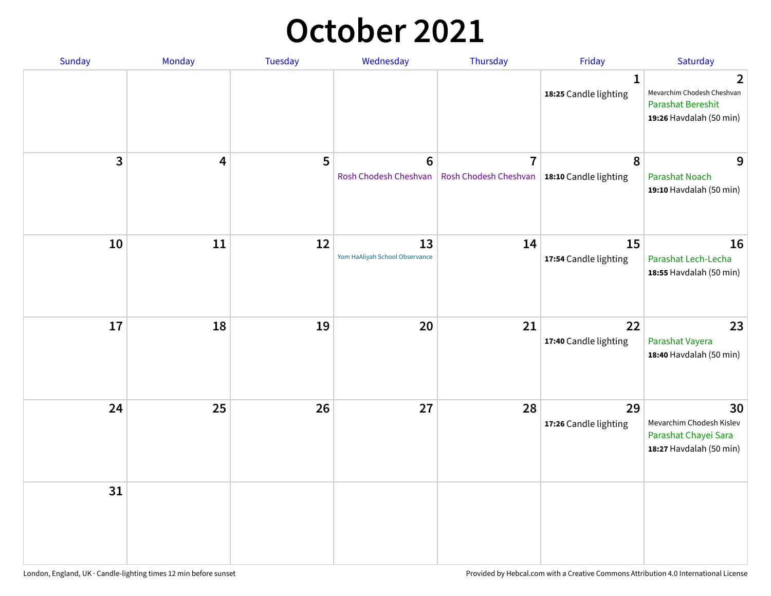# October 2021

| Sunday | Monday | Tuesday | Wednesday | Thursday | Friday | Saturday |
|---|---|---|---|---|---|---|
| | | | | | 1<br>**18:25** Candle lighting | 2<br>Mevarchim Chodesh Cheshvan<br>Parashat Bereshit<br>**19:26** Havdalah (50 min) |
| 3 | 4 | 5 | 6<br>Rosh Chodesh Cheshvan | 7<br>Rosh Chodesh Cheshvan | 8<br>**18:10** Candle lighting | 9<br>Parashat Noach<br>**19:10** Havdalah (50 min) |
| 10 | 11 | 12 | 13<br>Yom HaAliyah School Observance | 14 | 15<br>**17:54** Candle lighting | 16<br>Parashat Lech-Lecha<br>**18:55** Havdalah (50 min) |
| 17 | 18 | 19 | 20 | 21 | 22<br>**17:40** Candle lighting | 23<br>Parashat Vayera<br>**18:40** Havdalah (50 min) |
| 24 | 25 | 26 | 27 | 28 | 29<br>**17:26** Candle lighting | 30<br>Mevarchim Chodesh Kislev<br>Parashat Chayei Sara<br>**18:27** Havdalah (50 min) |
| 31 | | | | | | |

London, England, UK · Candle-lighting times 12 min before sunset

Provided by Hebcal.com with a Creative Commons Attribution 4.0 International License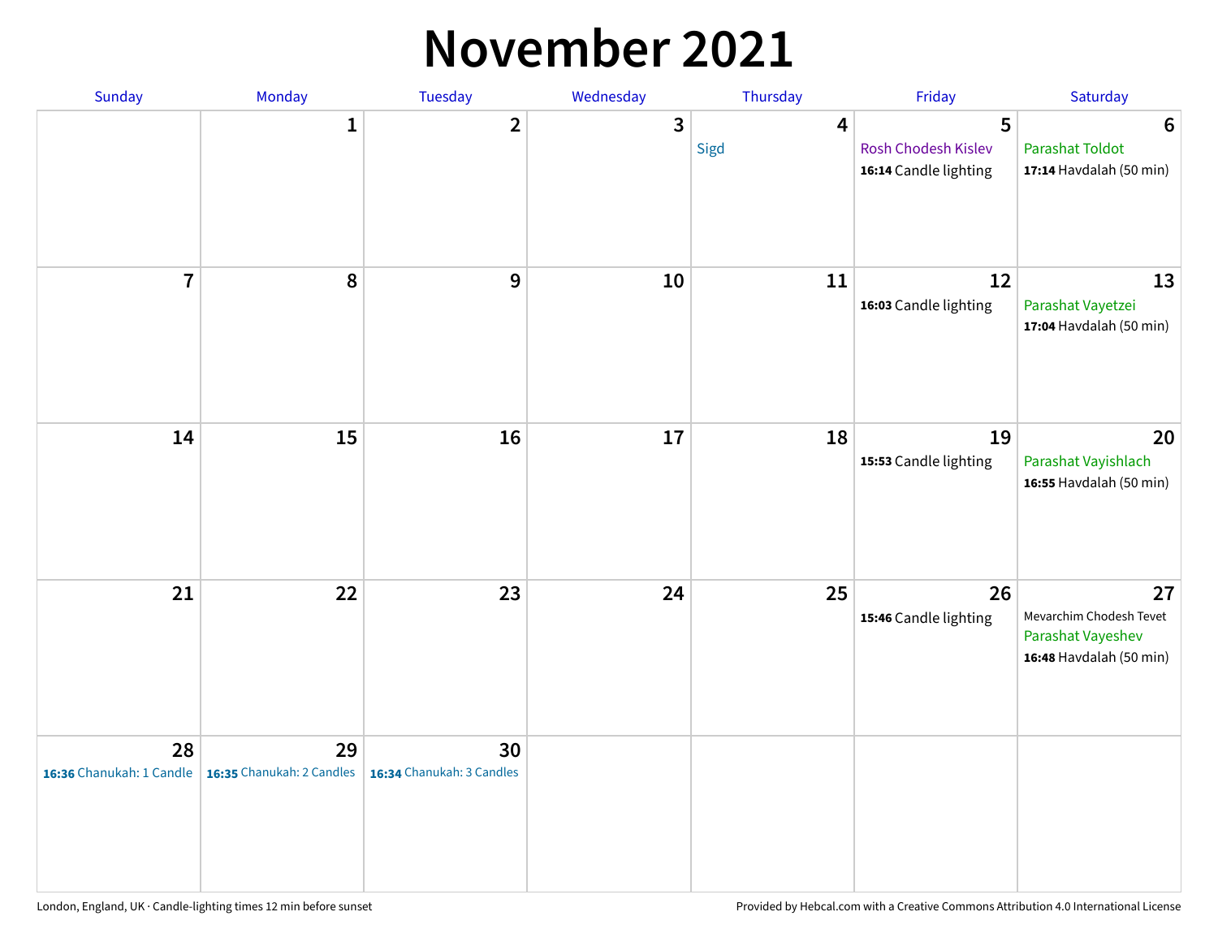# November 2021

| Sunday | Monday | Tuesday | Wednesday | Thursday | Friday | Saturday |
|---|---|---|---|---|---|---|
| | 1 | 2 | 3 | 4<br>Sigd | 5<br>Rosh Chodesh Kislev<br>**16:14** Candle lighting | 6<br>Parashat Toldot<br>**17:14** Havdalah (50 min) |
| 7 | 8 | 9 | 10 | 11 | 12<br>**16:03** Candle lighting | 13<br>Parashat Vayetzei<br>**17:04** Havdalah (50 min) |
| 14 | 15 | 16 | 17 | 18 | 19<br>**15:53** Candle lighting | 20<br>Parashat Vayishlach<br>**16:55** Havdalah (50 min) |
| 21 | 22 | 23 | 24 | 25 | 26<br>**15:46** Candle lighting | 27<br>Mevarchim Chodesh Tevet<br>Parashat Vayeshev<br>**16:48** Havdalah (50 min) |
| 28<br>**16:36** Chanukah: 1 Candle | 29<br>**16:35** Chanukah: 2 Candles | 30<br>**16:34** Chanukah: 3 Candles | | | | |

London, England, UK · Candle-lighting times 12 min before sunset

Provided by Hebcal.com with a Creative Commons Attribution 4.0 International License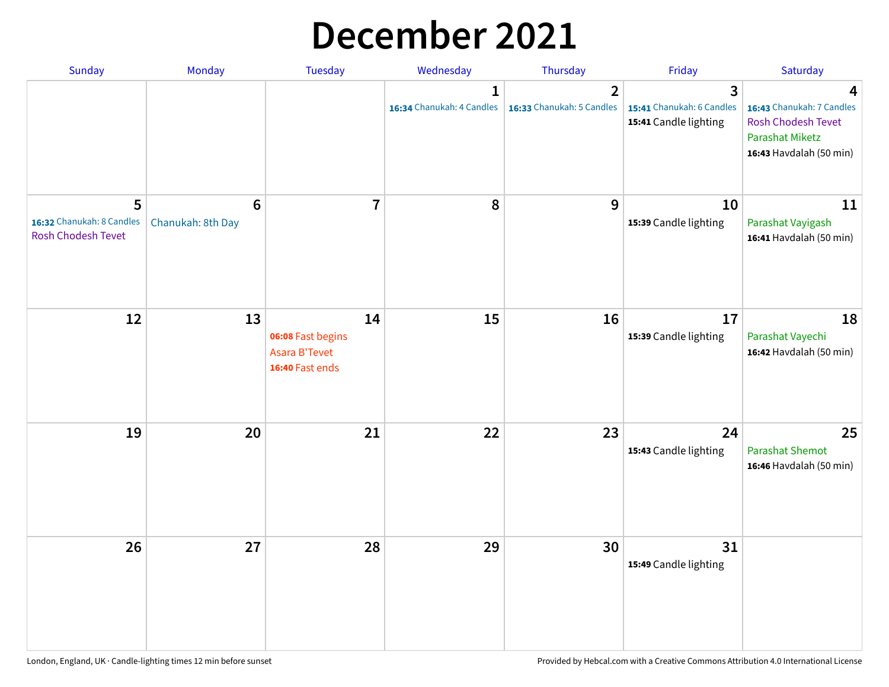# December 2021

| Sunday | Monday | Tuesday | Wednesday | Thursday | Friday | Saturday |
|---|---|---|---|---|---|---|
| | | | 1<br>**16:34** Chanukah: 4 Candles | 2<br>**16:33** Chanukah: 5 Candles | 3<br>**15:41** Chanukah: 6 Candles<br>**15:41** Candle lighting | 4<br>**16:43** Chanukah: 7 Candles<br>Rosh Chodesh Tevet<br>Parashat Miketz<br>**16:43** Havdalah (50 min) |
| 5<br>**16:32** Chanukah: 8 Candles<br>Rosh Chodesh Tevet | 6<br>Chanukah: 8th Day | 7 | 8 | 9 | 10<br>**15:39** Candle lighting | 11<br>Parashat Vayigash<br>**16:41** Havdalah (50 min) |
| 12 | 13 | 14<br>**06:08** Fast begins<br>Asara B'Tevet<br>**16:40** Fast ends | 15 | 16 | 17<br>**15:39** Candle lighting | 18<br>Parashat Vayechi<br>**16:42** Havdalah (50 min) |
| 19 | 20 | 21 | 22 | 23 | 24<br>**15:43** Candle lighting | 25<br>Parashat Shemot<br>**16:46** Havdalah (50 min) |
| 26 | 27 | 28 | 29 | 30 | 31<br>**15:49** Candle lighting | |

London, England, UK · Candle-lighting times 12 min before sunset

Provided by Hebcal.com with a Creative Commons Attribution 4.0 International License